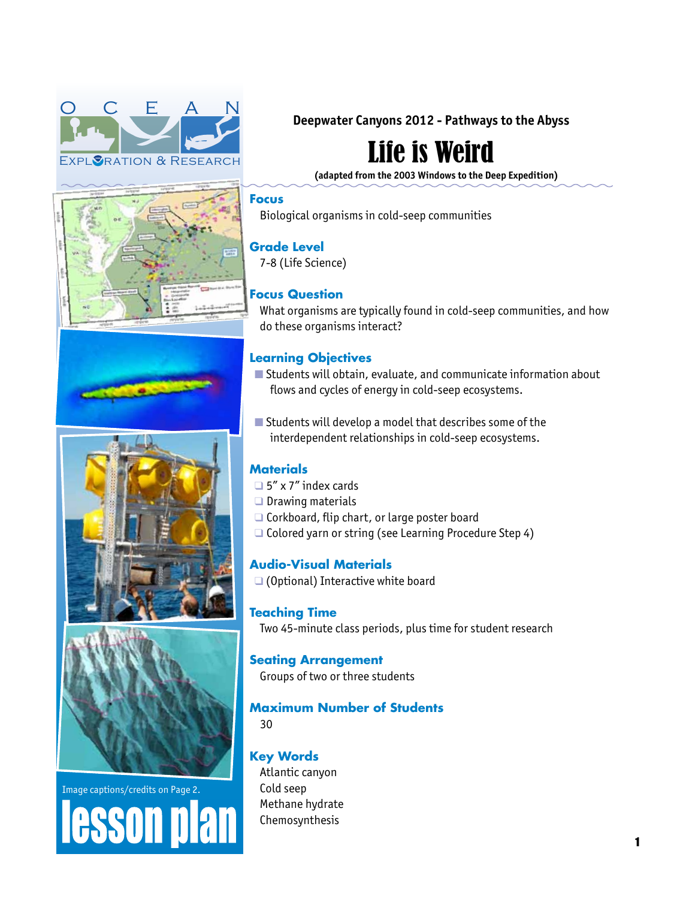Deepwater Canyons 2012 - Pathways to the Abyss

# Life is Weird

**(adapted from the 2003 Windows to the Deep Expedition)**

## Focus

Biological organisms in cold-seep communities

## Grade Level

7-8 (Life Science)

## Focus Question

What organisms are typically found in cold-seep communities, and how do these organisms interact?

## Learning Objectives

- Students will obtain, evaluate, and communicate information about flows and cycles of energy in cold-seep ecosystems.
- Students will develop a model that describes some of the interdependent relationships in cold-seep ecosystems.

## Materials

- 5" x 7" index cards
- Drawing materials
- Corkboard, flip chart, or large poster board
- Colored yarn or string (see Learning Procedure Step 4)

## Audio-Visual Materials

- (Optional) Interactive white board

## Teaching Time

Two 45-minute class periods, plus time for student research

## Seating Arrangement

Groups of two or three students

## Maximum Number of Students

30

## Key Words

Atlantic canyon
Cold seep
Methane hydrate
Chemosynthesis

Image captions/credits on Page 2.

lesson plan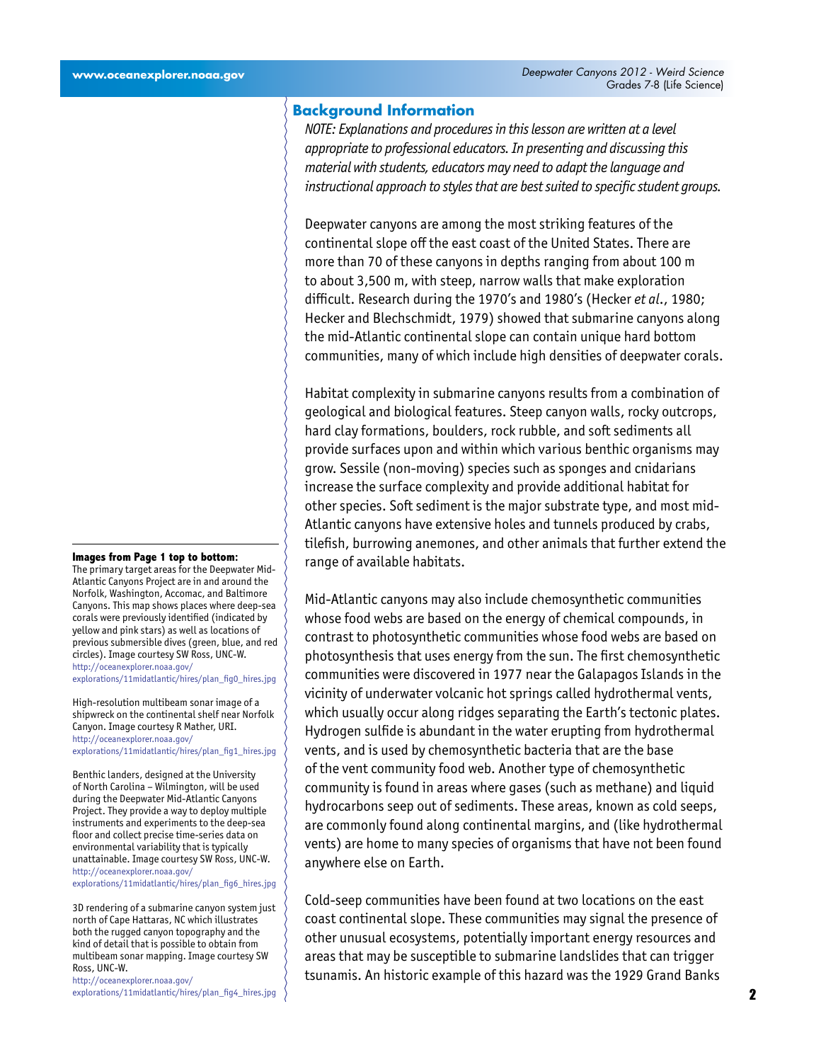## Background Information

*NOTE: Explanations and procedures in this lesson are written at a level appropriate to professional educators. In presenting and discussing this material with students, educators may need to adapt the language and instructional approach to styles that are best suited to specific student groups.*

Deepwater canyons are among the most striking features of the continental slope off the east coast of the United States. There are more than 70 of these canyons in depths ranging from about 100 m to about 3,500 m, with steep, narrow walls that make exploration difficult. Research during the 1970's and 1980's (Hecker *et al*., 1980; Hecker and Blechschmidt, 1979) showed that submarine canyons along the mid-Atlantic continental slope can contain unique hard bottom communities, many of which include high densities of deepwater corals.

Habitat complexity in submarine canyons results from a combination of geological and biological features. Steep canyon walls, rocky outcrops, hard clay formations, boulders, rock rubble, and soft sediments all provide surfaces upon and within which various benthic organisms may grow. Sessile (non-moving) species such as sponges and cnidarians increase the surface complexity and provide additional habitat for other species. Soft sediment is the major substrate type, and most mid-Atlantic canyons have extensive holes and tunnels produced by crabs, tilefish, burrowing anemones, and other animals that further extend the range of available habitats.

Mid-Atlantic canyons may also include chemosynthetic communities whose food webs are based on the energy of chemical compounds, in contrast to photosynthetic communities whose food webs are based on photosynthesis that uses energy from the sun. The first chemosynthetic communities were discovered in 1977 near the Galapagos Islands in the vicinity of underwater volcanic hot springs called hydrothermal vents, which usually occur along ridges separating the Earth's tectonic plates. Hydrogen sulfide is abundant in the water erupting from hydrothermal vents, and is used by chemosynthetic bacteria that are the base of the vent community food web. Another type of chemosynthetic community is found in areas where gases (such as methane) and liquid hydrocarbons seep out of sediments. These areas, known as cold seeps, are commonly found along continental margins, and (like hydrothermal vents) are home to many species of organisms that have not been found anywhere else on Earth.

Cold-seep communities have been found at two locations on the east coast continental slope. These communities may signal the presence of other unusual ecosystems, potentially important energy resources and areas that may be susceptible to submarine landslides that can trigger tsunamis. An historic example of this hazard was the 1929 Grand Banks

**Images from Page 1 top to bottom:**

The primary target areas for the Deepwater Mid-Atlantic Canyons Project are in and around the Norfolk, Washington, Accomac, and Baltimore Canyons. This map shows places where deep-sea corals were previously identified (indicated by yellow and pink stars) as well as locations of previous submersible dives (green, blue, and red circles). Image courtesy SW Ross, UNC-W.
http://oceanexplorer.noaa.gov/explorations/11midatlantic/hires/plan_fig0_hires.jpg

High-resolution multibeam sonar image of a shipwreck on the continental shelf near Norfolk Canyon. Image courtesy R Mather, URI.
http://oceanexplorer.noaa.gov/explorations/11midatlantic/hires/plan_fig1_hires.jpg

Benthic landers, designed at the University of North Carolina – Wilmington, will be used during the Deepwater Mid-Atlantic Canyons Project. They provide a way to deploy multiple instruments and experiments to the deep-sea floor and collect precise time-series data on environmental variability that is typically unattainable. Image courtesy SW Ross, UNC-W.
http://oceanexplorer.noaa.gov/explorations/11midatlantic/hires/plan_fig6_hires.jpg

3D rendering of a submarine canyon system just north of Cape Hattaras, NC which illustrates both the rugged canyon topography and the kind of detail that is possible to obtain from multibeam sonar mapping. Image courtesy SW Ross, UNC-W.
http://oceanexplorer.noaa.gov/explorations/11midatlantic/hires/plan_fig4_hires.jpg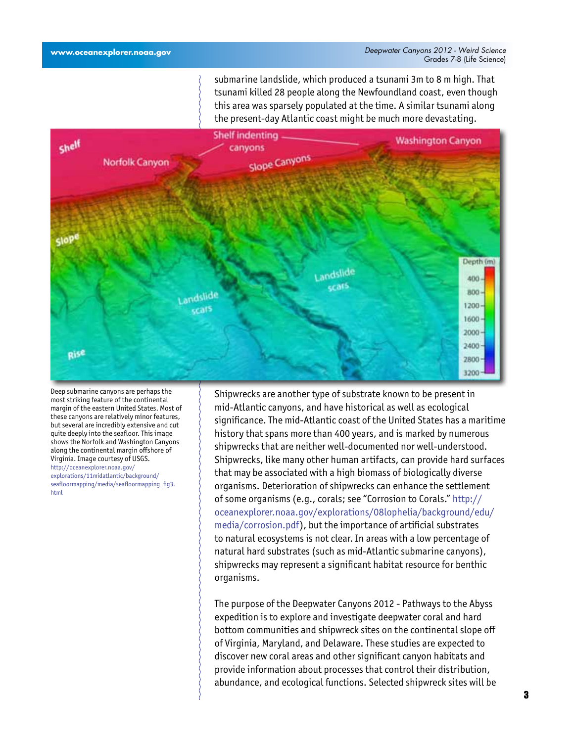submarine landslide, which produced a tsunami 3m to 8 m high. That tsunami killed 28 people along the Newfoundland coast, even though this area was sparsely populated at the time. A similar tsunami along the present-day Atlantic coast might be much more devastating.

Deep submarine canyons are perhaps the most striking feature of the continental margin of the eastern United States. Most of these canyons are relatively minor features, but several are incredibly extensive and cut quite deeply into the seafloor. This image shows the Norfolk and Washington Canyons along the continental margin offshore of Virginia. Image courtesy of USGS. http://oceanexplorer.noaa.gov/explorations/11midatlantic/background/seafloormapping/media/seafloormapping_fig3.html

Shipwrecks are another type of substrate known to be present in mid-Atlantic canyons, and have historical as well as ecological significance. The mid-Atlantic coast of the United States has a maritime history that spans more than 400 years, and is marked by numerous shipwrecks that are neither well-documented nor well-understood. Shipwrecks, like many other human artifacts, can provide hard surfaces that may be associated with a high biomass of biologically diverse organisms. Deterioration of shipwrecks can enhance the settlement of some organisms (e.g., corals; see "Corrosion to Corals." http://oceanexplorer.noaa.gov/explorations/08lophelia/background/edu/media/corrosion.pdf), but the importance of artificial substrates to natural ecosystems is not clear. In areas with a low percentage of natural hard substrates (such as mid-Atlantic submarine canyons), shipwrecks may represent a significant habitat resource for benthic organisms.

The purpose of the Deepwater Canyons 2012 - Pathways to the Abyss expedition is to explore and investigate deepwater coral and hard bottom communities and shipwreck sites on the continental slope off of Virginia, Maryland, and Delaware. These studies are expected to discover new coral areas and other significant canyon habitats and provide information about processes that control their distribution, abundance, and ecological functions. Selected shipwreck sites will be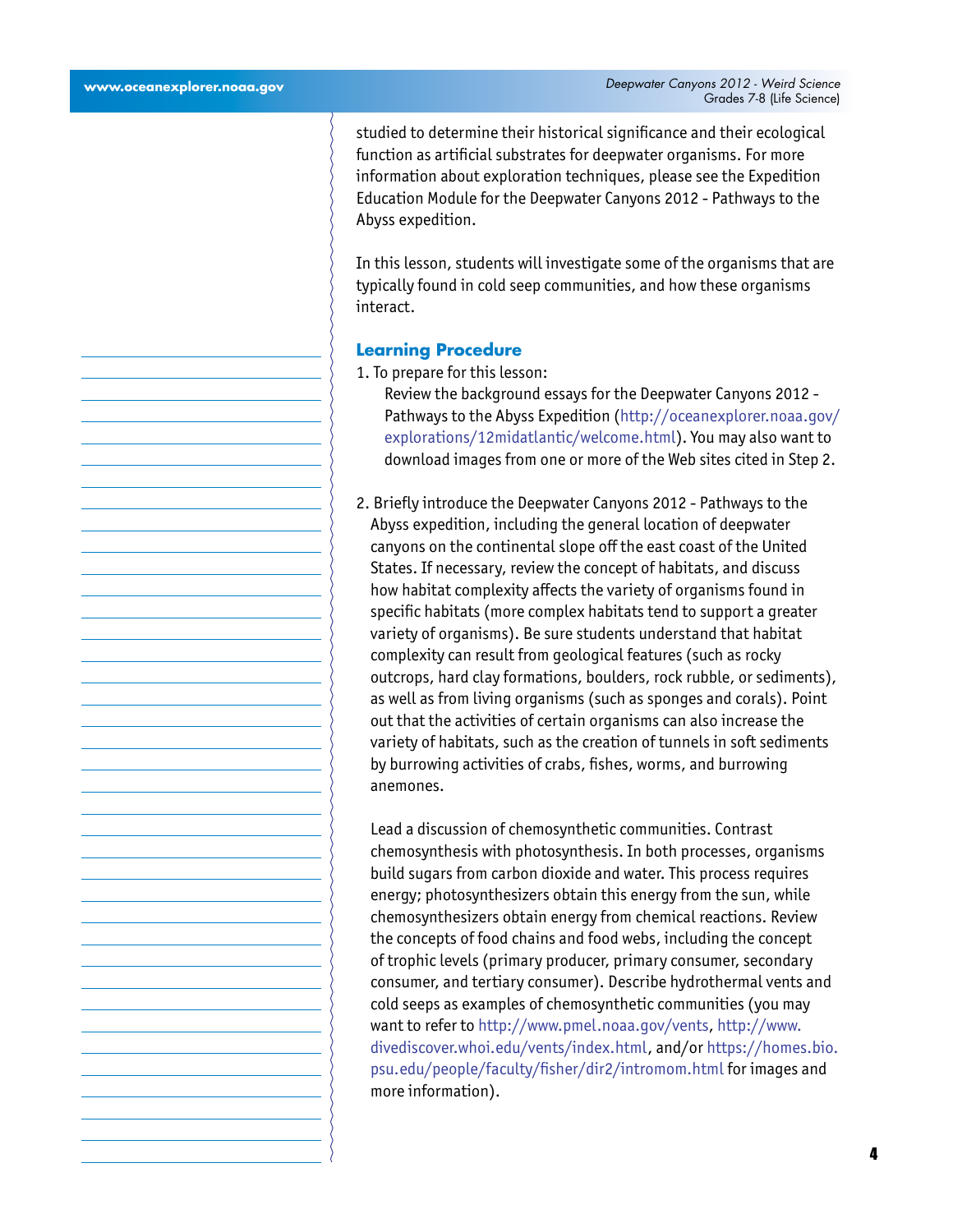studied to determine their historical significance and their ecological function as artificial substrates for deepwater organisms. For more information about exploration techniques, please see the Expedition Education Module for the Deepwater Canyons 2012 - Pathways to the Abyss expedition.

In this lesson, students will investigate some of the organisms that are typically found in cold seep communities, and how these organisms interact.

## Learning Procedure

1. To prepare for this lesson:

   Review the background essays for the Deepwater Canyons 2012 - Pathways to the Abyss Expedition (http://oceanexplorer.noaa.gov/explorations/12midatlantic/welcome.html). You may also want to download images from one or more of the Web sites cited in Step 2.

2. Briefly introduce the Deepwater Canyons 2012 - Pathways to the Abyss expedition, including the general location of deepwater canyons on the continental slope off the east coast of the United States. If necessary, review the concept of habitats, and discuss how habitat complexity affects the variety of organisms found in specific habitats (more complex habitats tend to support a greater variety of organisms). Be sure students understand that habitat complexity can result from geological features (such as rocky outcrops, hard clay formations, boulders, rock rubble, or sediments), as well as from living organisms (such as sponges and corals). Point out that the activities of certain organisms can also increase the variety of habitats, such as the creation of tunnels in soft sediments by burrowing activities of crabs, fishes, worms, and burrowing anemones.

   Lead a discussion of chemosynthetic communities. Contrast chemosynthesis with photosynthesis. In both processes, organisms build sugars from carbon dioxide and water. This process requires energy; photosynthesizers obtain this energy from the sun, while chemosynthesizers obtain energy from chemical reactions. Review the concepts of food chains and food webs, including the concept of trophic levels (primary producer, primary consumer, secondary consumer, and tertiary consumer). Describe hydrothermal vents and cold seeps as examples of chemosynthetic communities (you may want to refer to http://www.pmel.noaa.gov/vents, http://www.divediscover.whoi.edu/vents/index.html, and/or https://homes.bio.psu.edu/people/faculty/fisher/dir2/intromom.html for images and more information).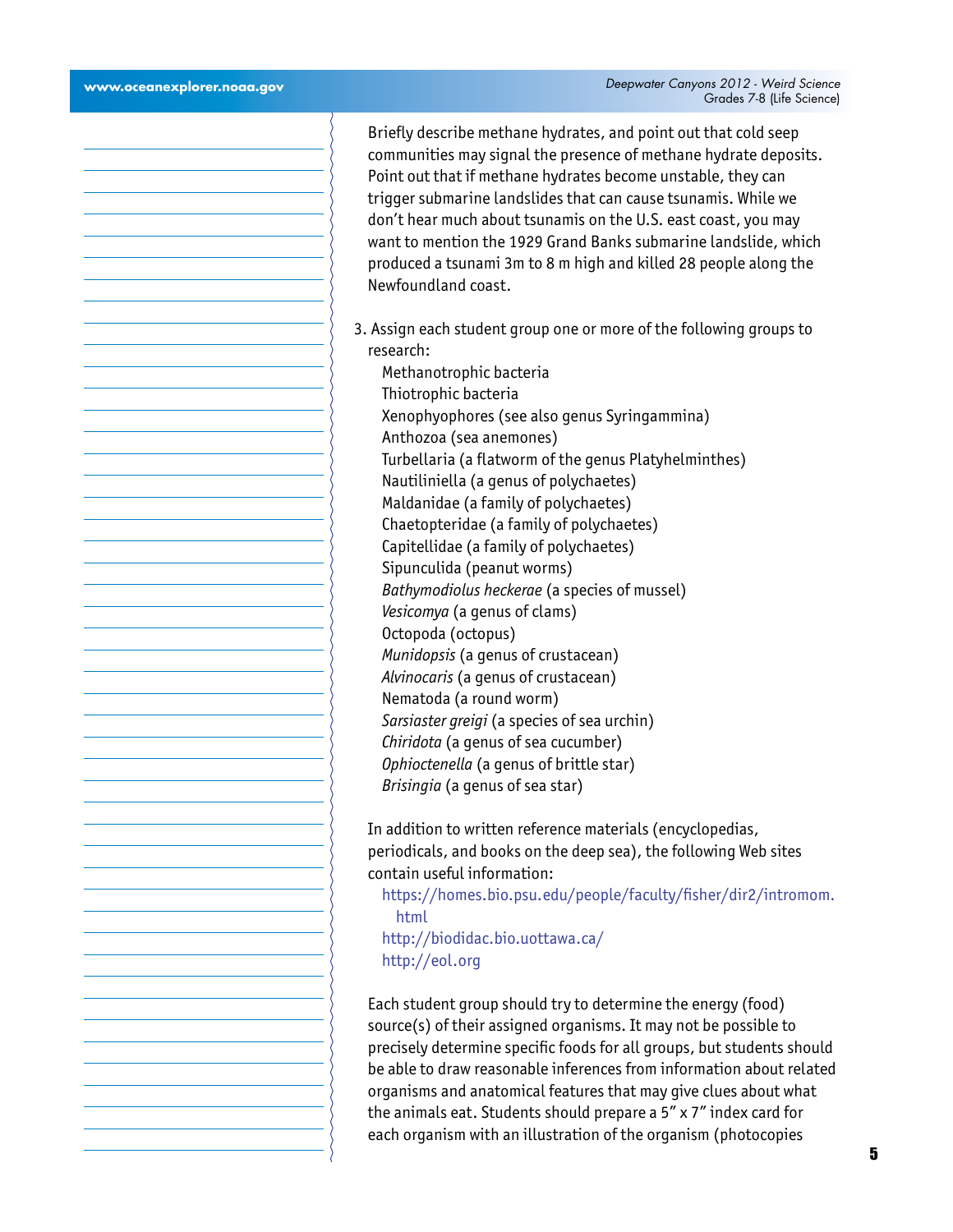Briefly describe methane hydrates, and point out that cold seep communities may signal the presence of methane hydrate deposits. Point out that if methane hydrates become unstable, they can trigger submarine landslides that can cause tsunamis. While we don't hear much about tsunamis on the U.S. east coast, you may want to mention the 1929 Grand Banks submarine landslide, which produced a tsunami 3m to 8 m high and killed 28 people along the Newfoundland coast.

3. Assign each student group one or more of the following groups to research:

   Methanotrophic bacteria
   Thiotrophic bacteria
   Xenophyophores (see also genus Syringammina)
   Anthozoa (sea anemones)
   Turbellaria (a flatworm of the genus Platyhelminthes)
   Nautiliniella (a genus of polychaetes)
   Maldanidae (a family of polychaetes)
   Chaetopteridae (a family of polychaetes)
   Capitellidae (a family of polychaetes)
   Sipunculida (peanut worms)
   *Bathymodiolus heckerae* (a species of mussel)
   *Vesicomya* (a genus of clams)
   Octopoda (octopus)
   *Munidopsis* (a genus of crustacean)
   *Alvinocaris* (a genus of crustacean)
   Nematoda (a round worm)
   *Sarsiaster greigi* (a species of sea urchin)
   *Chiridota* (a genus of sea cucumber)
   *Ophioctenella* (a genus of brittle star)
   *Brisingia* (a genus of sea star)

   In addition to written reference materials (encyclopedias, periodicals, and books on the deep sea), the following Web sites contain useful information:

   https://homes.bio.psu.edu/people/faculty/fisher/dir2/intromom.html
   http://biodidac.bio.uottawa.ca/
   http://eol.org

   Each student group should try to determine the energy (food) source(s) of their assigned organisms. It may not be possible to precisely determine specific foods for all groups, but students should be able to draw reasonable inferences from information about related organisms and anatomical features that may give clues about what the animals eat. Students should prepare a 5" x 7" index card for each organism with an illustration of the organism (photocopies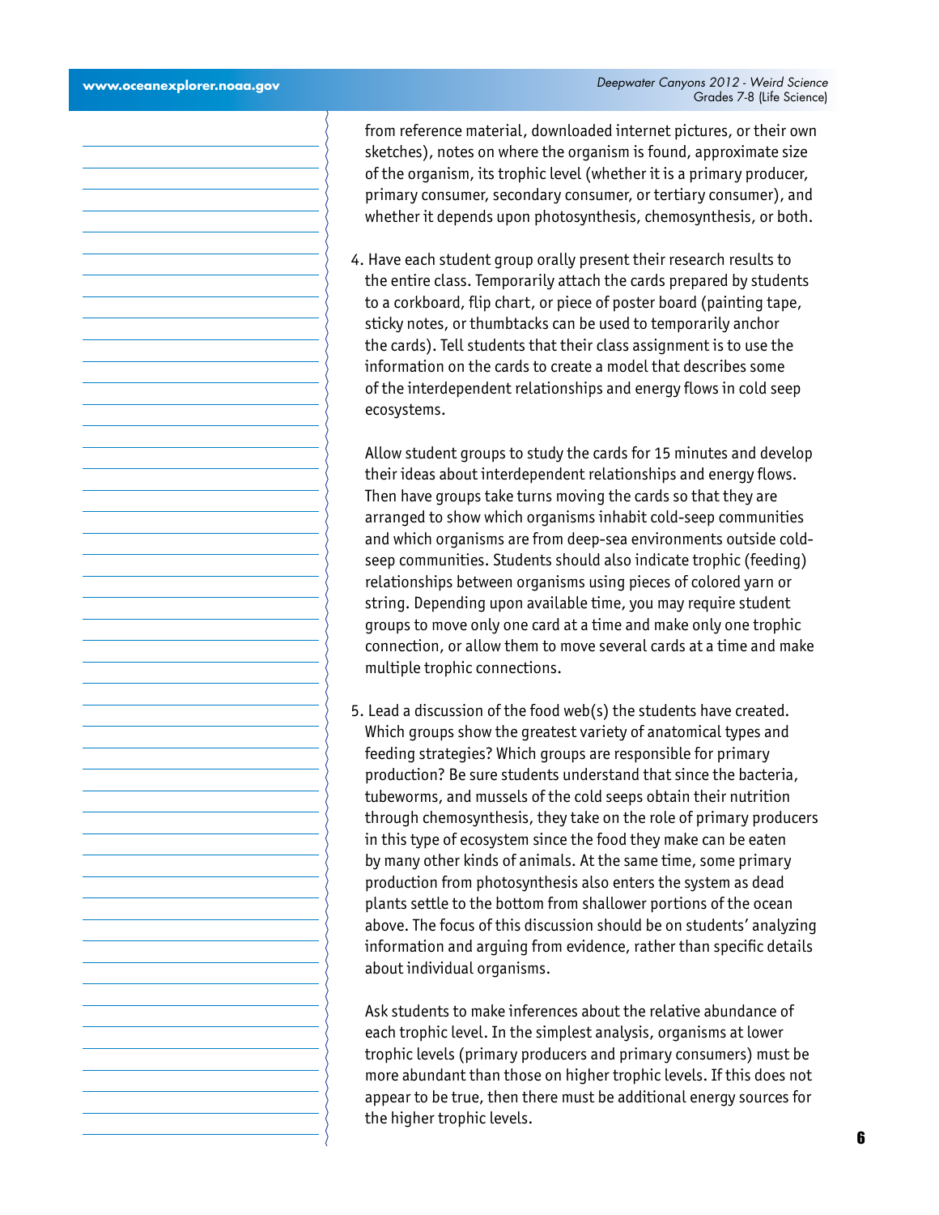from reference material, downloaded internet pictures, or their own sketches), notes on where the organism is found, approximate size of the organism, its trophic level (whether it is a primary producer, primary consumer, secondary consumer, or tertiary consumer), and whether it depends upon photosynthesis, chemosynthesis, or both.

4. Have each student group orally present their research results to the entire class. Temporarily attach the cards prepared by students to a corkboard, flip chart, or piece of poster board (painting tape, sticky notes, or thumbtacks can be used to temporarily anchor the cards). Tell students that their class assignment is to use the information on the cards to create a model that describes some of the interdependent relationships and energy flows in cold seep ecosystems.

   Allow student groups to study the cards for 15 minutes and develop their ideas about interdependent relationships and energy flows. Then have groups take turns moving the cards so that they are arranged to show which organisms inhabit cold-seep communities and which organisms are from deep-sea environments outside cold-seep communities. Students should also indicate trophic (feeding) relationships between organisms using pieces of colored yarn or string. Depending upon available time, you may require student groups to move only one card at a time and make only one trophic connection, or allow them to move several cards at a time and make multiple trophic connections.

5. Lead a discussion of the food web(s) the students have created. Which groups show the greatest variety of anatomical types and feeding strategies? Which groups are responsible for primary production? Be sure students understand that since the bacteria, tubeworms, and mussels of the cold seeps obtain their nutrition through chemosynthesis, they take on the role of primary producers in this type of ecosystem since the food they make can be eaten by many other kinds of animals. At the same time, some primary production from photosynthesis also enters the system as dead plants settle to the bottom from shallower portions of the ocean above. The focus of this discussion should be on students' analyzing information and arguing from evidence, rather than specific details about individual organisms.

   Ask students to make inferences about the relative abundance of each trophic level. In the simplest analysis, organisms at lower trophic levels (primary producers and primary consumers) must be more abundant than those on higher trophic levels. If this does not appear to be true, then there must be additional energy sources for the higher trophic levels.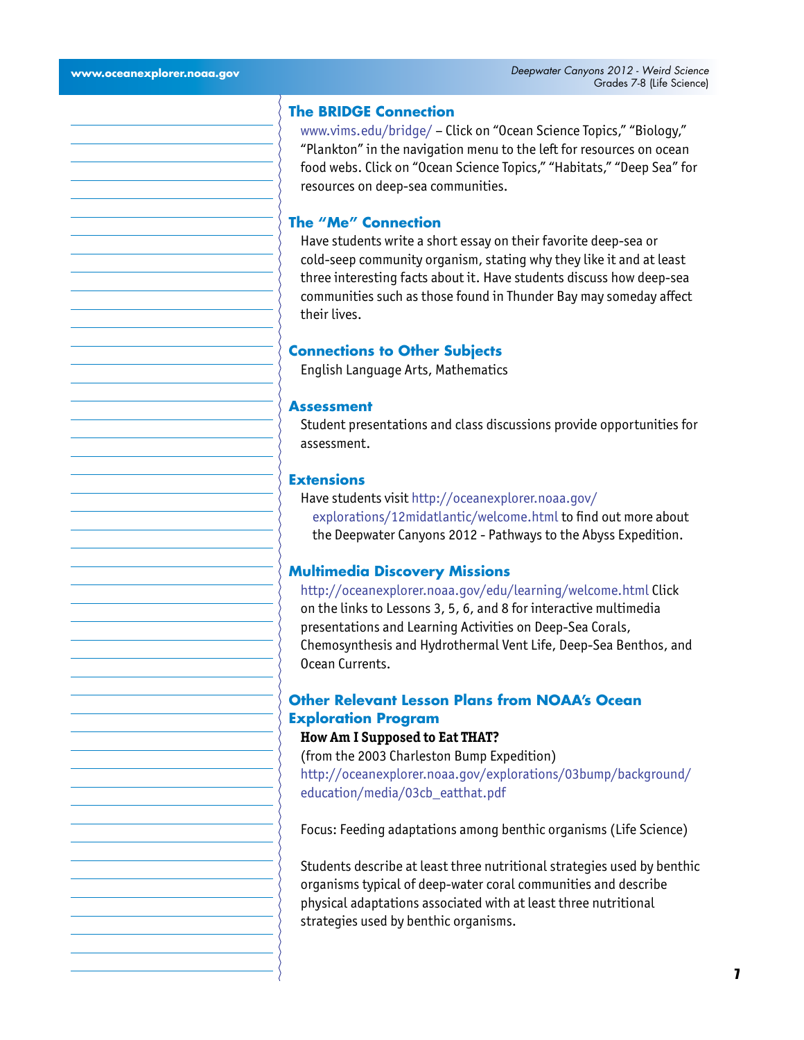### The BRIDGE Connection

www.vims.edu/bridge/ – Click on "Ocean Science Topics," "Biology," "Plankton" in the navigation menu to the left for resources on ocean food webs. Click on "Ocean Science Topics," "Habitats," "Deep Sea" for resources on deep-sea communities.

### The "Me" Connection

Have students write a short essay on their favorite deep-sea or cold-seep community organism, stating why they like it and at least three interesting facts about it. Have students discuss how deep-sea communities such as those found in Thunder Bay may someday affect their lives.

### Connections to Other Subjects

English Language Arts, Mathematics

### Assessment

Student presentations and class discussions provide opportunities for assessment.

### Extensions

Have students visit http://oceanexplorer.noaa.gov/explorations/12midatlantic/welcome.html to find out more about the Deepwater Canyons 2012 - Pathways to the Abyss Expedition.

### Multimedia Discovery Missions

http://oceanexplorer.noaa.gov/edu/learning/welcome.html Click on the links to Lessons 3, 5, 6, and 8 for interactive multimedia presentations and Learning Activities on Deep-Sea Corals, Chemosynthesis and Hydrothermal Vent Life, Deep-Sea Benthos, and Ocean Currents.

### Other Relevant Lesson Plans from NOAA's Ocean Exploration Program

**How Am I Supposed to Eat THAT?**

(from the 2003 Charleston Bump Expedition)
http://oceanexplorer.noaa.gov/explorations/03bump/background/education/media/03cb_eatthat.pdf

Focus: Feeding adaptations among benthic organisms (Life Science)

Students describe at least three nutritional strategies used by benthic organisms typical of deep-water coral communities and describe physical adaptations associated with at least three nutritional strategies used by benthic organisms.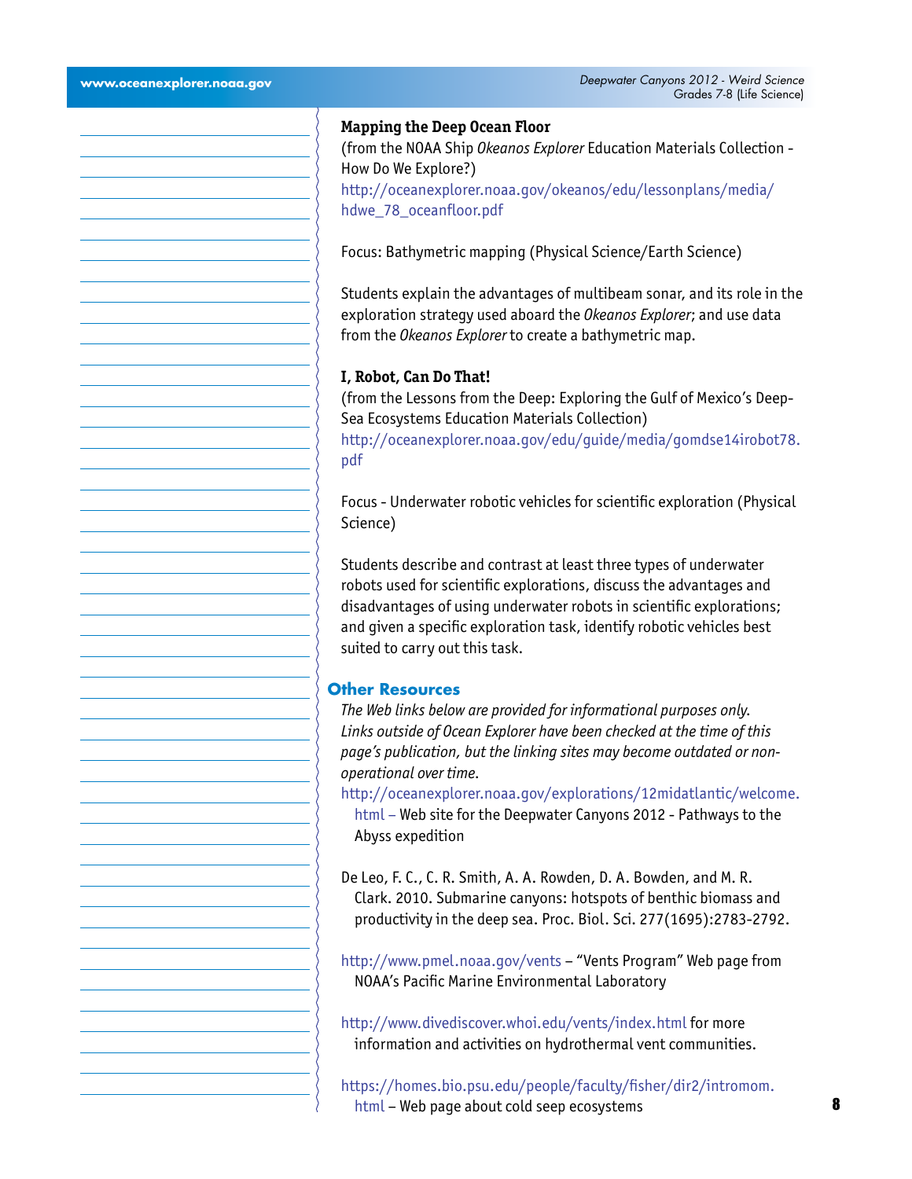**Mapping the Deep Ocean Floor**
(from the NOAA Ship *Okeanos Explorer* Education Materials Collection - How Do We Explore?)
http://oceanexplorer.noaa.gov/okeanos/edu/lessonplans/media/hdwe_78_oceanfloor.pdf

Focus: Bathymetric mapping (Physical Science/Earth Science)

Students explain the advantages of multibeam sonar, and its role in the exploration strategy used aboard the *Okeanos Explorer*; and use data from the *Okeanos Explorer* to create a bathymetric map.

**I, Robot, Can Do That!**
(from the Lessons from the Deep: Exploring the Gulf of Mexico's Deep-Sea Ecosystems Education Materials Collection)
http://oceanexplorer.noaa.gov/edu/guide/media/gomdse14irobot78.pdf

Focus - Underwater robotic vehicles for scientific exploration (Physical Science)

Students describe and contrast at least three types of underwater robots used for scientific explorations, discuss the advantages and disadvantages of using underwater robots in scientific explorations; and given a specific exploration task, identify robotic vehicles best suited to carry out this task.

## Other Resources

*The Web links below are provided for informational purposes only. Links outside of Ocean Explorer have been checked at the time of this page's publication, but the linking sites may become outdated or non-operational over time.*

http://oceanexplorer.noaa.gov/explorations/12midatlantic/welcome.html – Web site for the Deepwater Canyons 2012 - Pathways to the Abyss expedition

De Leo, F. C., C. R. Smith, A. A. Rowden, D. A. Bowden, and M. R. Clark. 2010. Submarine canyons: hotspots of benthic biomass and productivity in the deep sea. Proc. Biol. Sci. 277(1695):2783-2792.

http://www.pmel.noaa.gov/vents – "Vents Program" Web page from NOAA's Pacific Marine Environmental Laboratory

http://www.divediscover.whoi.edu/vents/index.html for more information and activities on hydrothermal vent communities.

https://homes.bio.psu.edu/people/faculty/fisher/dir2/intromom.html – Web page about cold seep ecosystems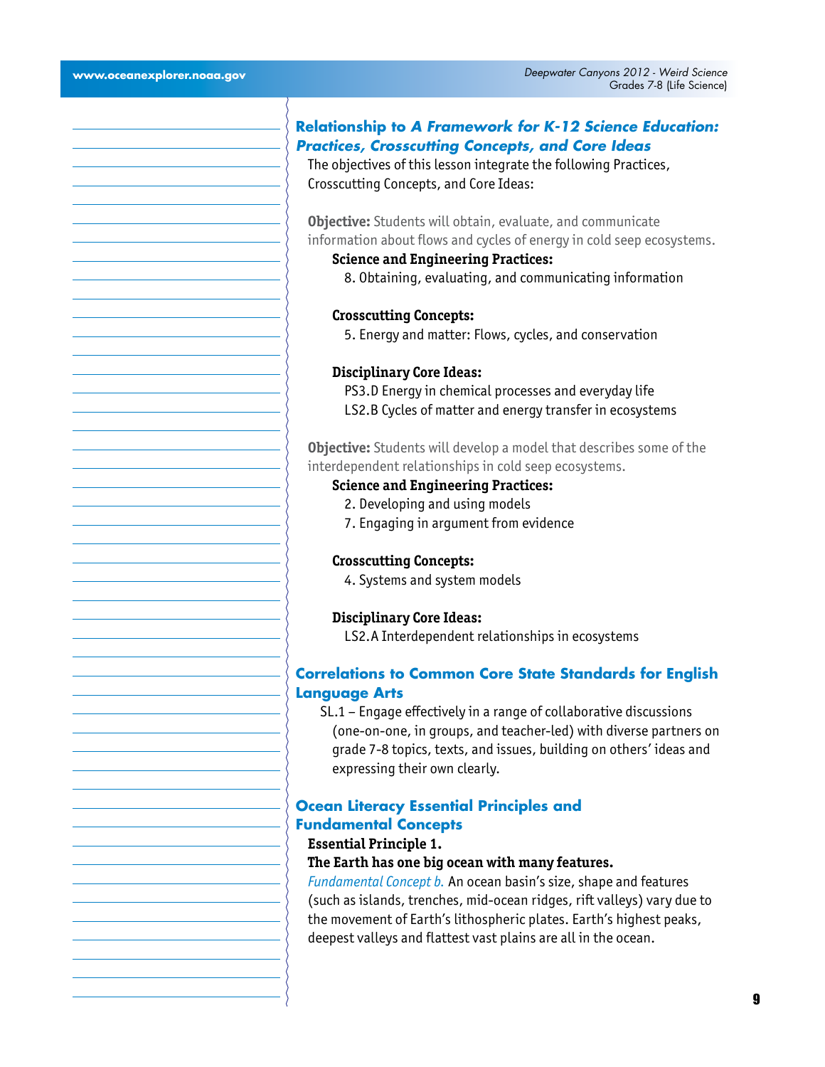## Relationship to *A Framework for K-12 Science Education: Practices, Crosscutting Concepts, and Core Ideas*

The objectives of this lesson integrate the following Practices, Crosscutting Concepts, and Core Ideas:

**Objective:** Students will obtain, evaluate, and communicate information about flows and cycles of energy in cold seep ecosystems.

**Science and Engineering Practices:**

8. Obtaining, evaluating, and communicating information

**Crosscutting Concepts:**

5. Energy and matter: Flows, cycles, and conservation

**Disciplinary Core Ideas:**

PS3.D Energy in chemical processes and everyday life
LS2.B Cycles of matter and energy transfer in ecosystems

**Objective:** Students will develop a model that describes some of the interdependent relationships in cold seep ecosystems.

**Science and Engineering Practices:**

2. Developing and using models
7. Engaging in argument from evidence

**Crosscutting Concepts:**

4. Systems and system models

**Disciplinary Core Ideas:**

LS2.A Interdependent relationships in ecosystems

## Correlations to Common Core State Standards for English Language Arts

SL.1 – Engage effectively in a range of collaborative discussions (one-on-one, in groups, and teacher-led) with diverse partners on grade 7-8 topics, texts, and issues, building on others' ideas and expressing their own clearly.

## Ocean Literacy Essential Principles and Fundamental Concepts

**Essential Principle 1.**

**The Earth has one big ocean with many features.**

*Fundamental Concept b.* An ocean basin's size, shape and features (such as islands, trenches, mid-ocean ridges, rift valleys) vary due to the movement of Earth's lithospheric plates. Earth's highest peaks, deepest valleys and flattest vast plains are all in the ocean.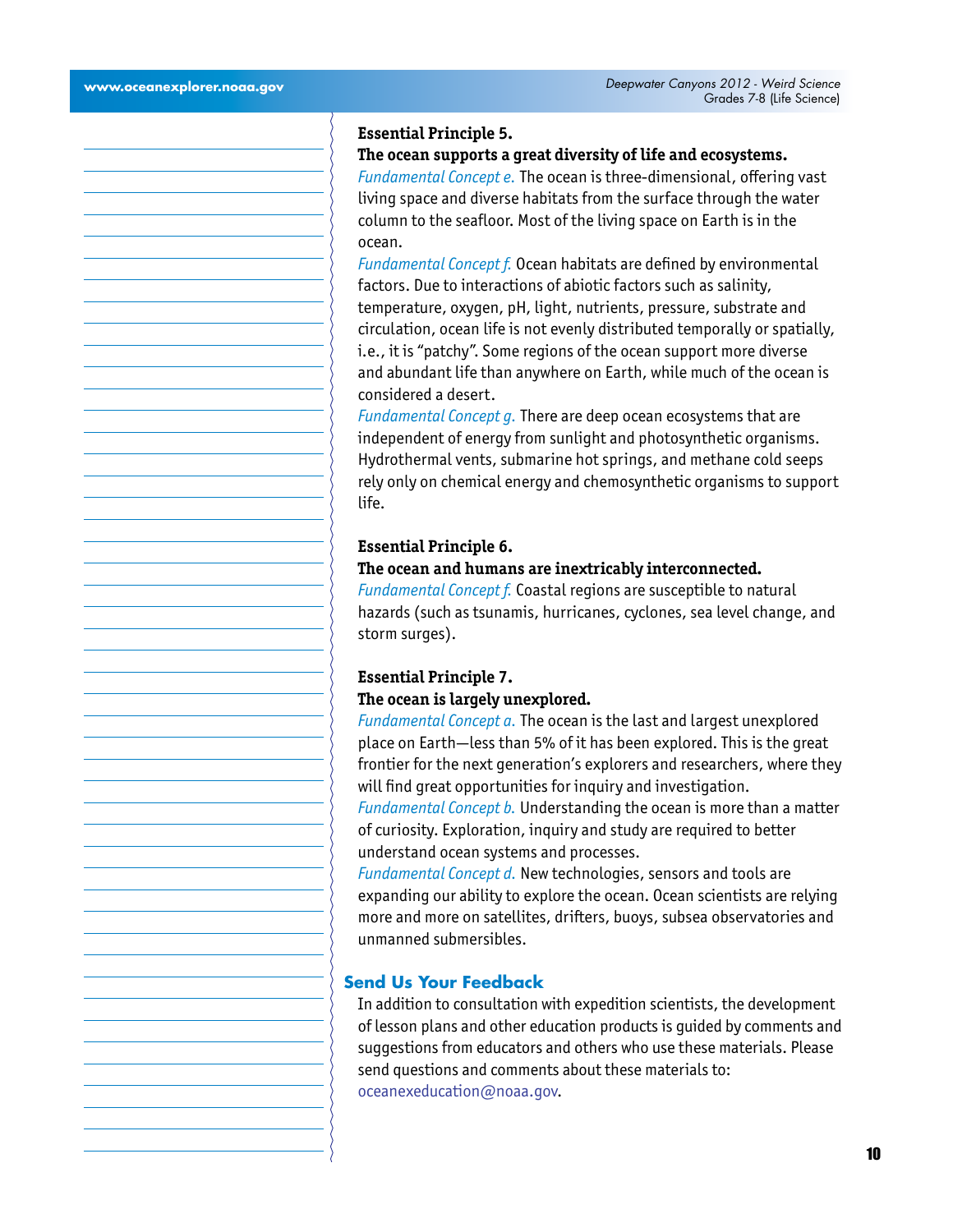**Essential Principle 5.**

**The ocean supports a great diversity of life and ecosystems.**

*Fundamental Concept e.* The ocean is three-dimensional, offering vast living space and diverse habitats from the surface through the water column to the seafloor. Most of the living space on Earth is in the ocean.

*Fundamental Concept f.* Ocean habitats are defined by environmental factors. Due to interactions of abiotic factors such as salinity, temperature, oxygen, pH, light, nutrients, pressure, substrate and circulation, ocean life is not evenly distributed temporally or spatially, i.e., it is "patchy". Some regions of the ocean support more diverse and abundant life than anywhere on Earth, while much of the ocean is considered a desert.

*Fundamental Concept g.* There are deep ocean ecosystems that are independent of energy from sunlight and photosynthetic organisms. Hydrothermal vents, submarine hot springs, and methane cold seeps rely only on chemical energy and chemosynthetic organisms to support life.

**Essential Principle 6.**

**The ocean and humans are inextricably interconnected.**

*Fundamental Concept f.* Coastal regions are susceptible to natural hazards (such as tsunamis, hurricanes, cyclones, sea level change, and storm surges).

**Essential Principle 7.**

**The ocean is largely unexplored.**

*Fundamental Concept a.* The ocean is the last and largest unexplored place on Earth—less than 5% of it has been explored. This is the great frontier for the next generation's explorers and researchers, where they will find great opportunities for inquiry and investigation.

*Fundamental Concept b.* Understanding the ocean is more than a matter of curiosity. Exploration, inquiry and study are required to better understand ocean systems and processes.

*Fundamental Concept d.* New technologies, sensors and tools are expanding our ability to explore the ocean. Ocean scientists are relying more and more on satellites, drifters, buoys, subsea observatories and unmanned submersibles.

## Send Us Your Feedback

In addition to consultation with expedition scientists, the development of lesson plans and other education products is guided by comments and suggestions from educators and others who use these materials. Please send questions and comments about these materials to: oceanexeducation@noaa.gov.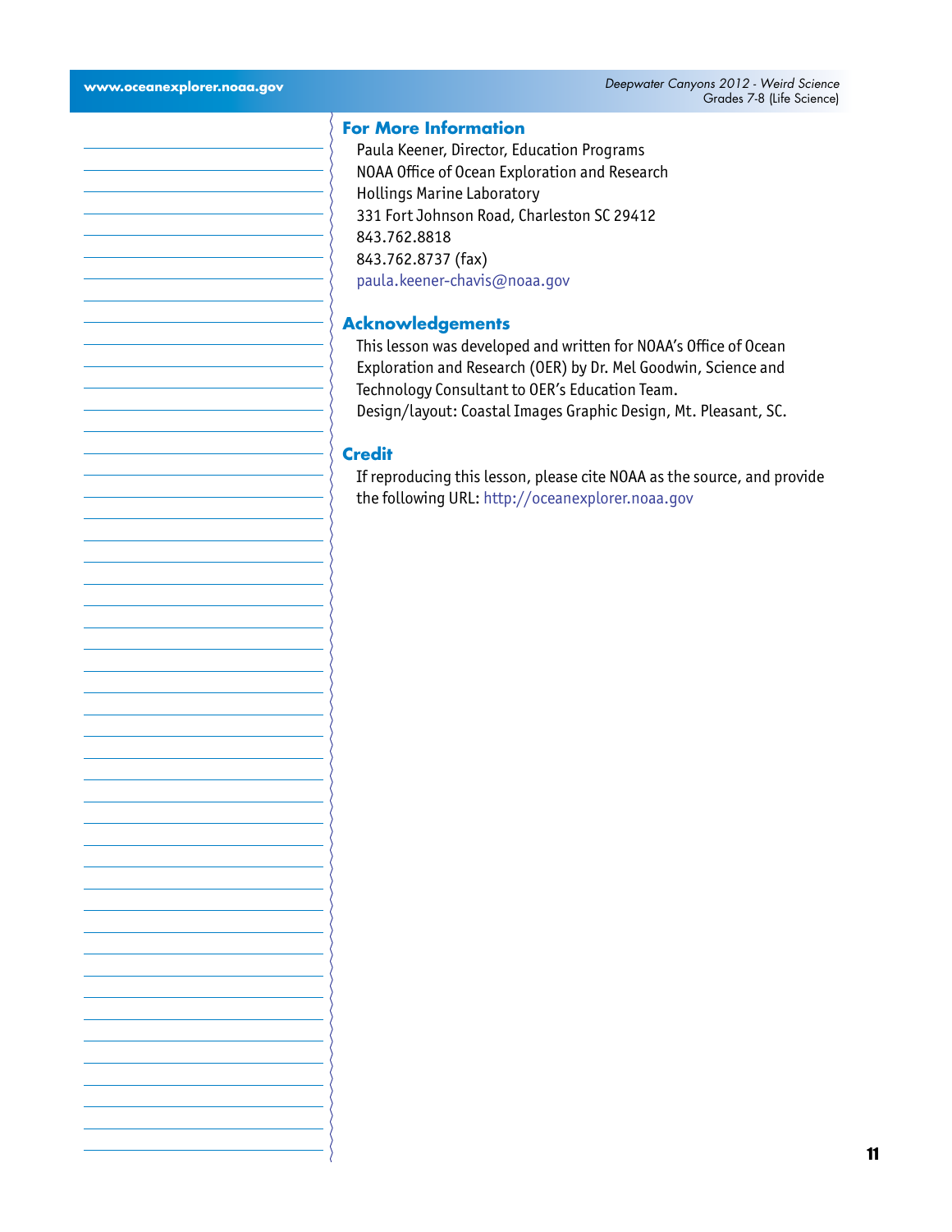## For More Information

Paula Keener, Director, Education Programs
NOAA Office of Ocean Exploration and Research
Hollings Marine Laboratory
331 Fort Johnson Road, Charleston SC 29412
843.762.8818
843.762.8737 (fax)
paula.keener-chavis@noaa.gov

## Acknowledgements

This lesson was developed and written for NOAA's Office of Ocean Exploration and Research (OER) by Dr. Mel Goodwin, Science and Technology Consultant to OER's Education Team.
Design/layout: Coastal Images Graphic Design, Mt. Pleasant, SC.

## Credit

If reproducing this lesson, please cite NOAA as the source, and provide the following URL: http://oceanexplorer.noaa.gov